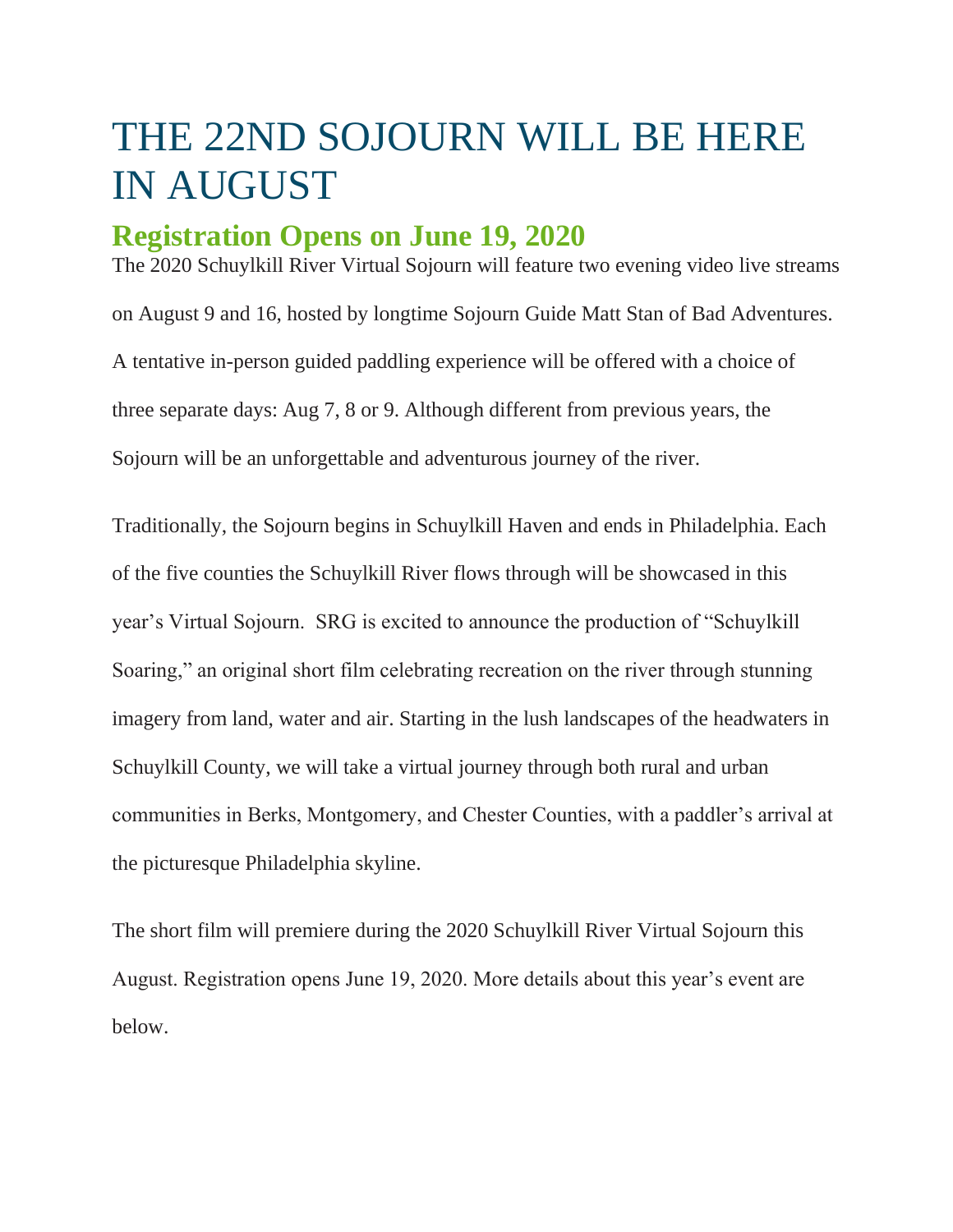# THE 22ND SOJOURN WILL BE HERE IN AUGUST

## Registration Opens on June 19, 2020

The 2020 Schuylkill River Virtual Sojourn will feature two evening video live streams on August 9 and 16, hosted by longtime Sojourn Guide Matt Stan of Bad Adventures. A tentative in-person guided paddling experience will be offered with a choice of three separate days: Aug 7, 8 or 9. Although different from previous years, the Sojourn will be an unforgettable and adventurous journey of the river.

Traditionally, the Sojourn begins in Schuylkill Haven and ends in Philadelphia. Each of the five counties the Schuylkill River flows through will be showcased in this year's Virtual Sojourn. SRG is excited to announce the production of "Schuylkill Soaring," an original short film celebrating recreation on the river through stunning imagery from land, water and air. Starting in the lush landscapes of the headwaters in Schuylkill County, we will take a virtual journey through both rural and urban communities in Berks, Montgomery, and Chester Counties, with a paddler's arrival at the picturesque Philadelphia skyline.

The short film will premiere during the 2020 Schuylkill River Virtual Sojourn this August. Registration opens June 19, 2020. More details about this year's event are below.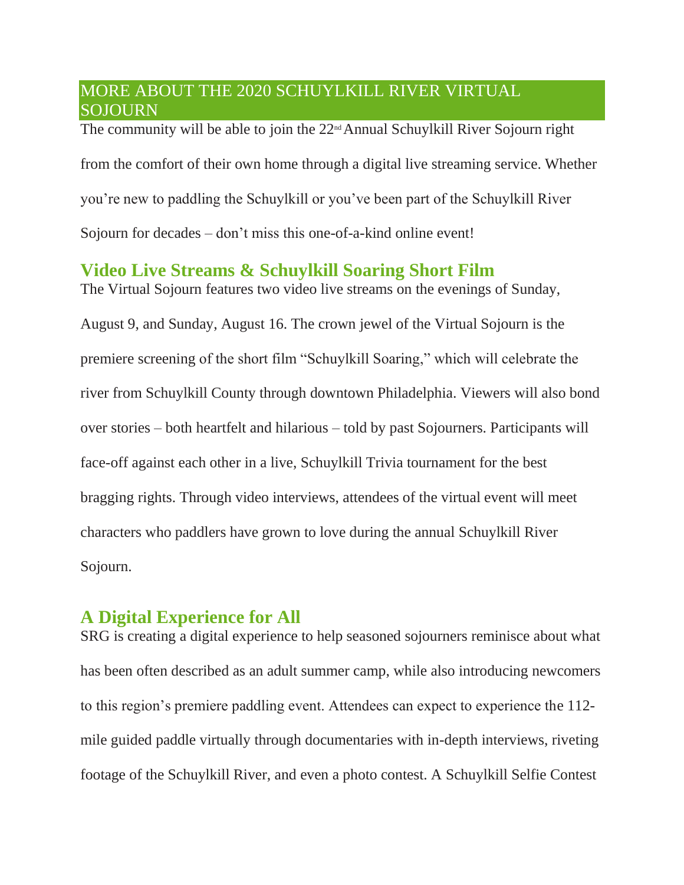## MORE ABOUT THE 2020 SCHUYLKILL RIVER VIRTUAL SOJOURN

The community will be able to join the 22nd Annual Schuylkill River Sojourn right from the comfort of their own home through a digital live streaming service. Whether you're new to paddling the Schuylkill or you've been part of the Schuylkill River Sojourn for decades – don't miss this one-of-a-kind online event!

### Video Live Streams & Schuylkill Soaring Short Film

The Virtual Sojourn features two video live streams on the evenings of Sunday, August 9, and Sunday, August 16. The crown jewel of the Virtual Sojourn is the premiere screening of the short film "Schuylkill Soaring," which will celebrate the river from Schuylkill County through downtown Philadelphia. Viewers will also bond over stories – both heartfelt and hilarious – told by past Sojourners. Participants will face-off against each other in a live, Schuylkill Trivia tournament for the best bragging rights. Through video interviews, attendees of the virtual event will meet characters who paddlers have grown to love during the annual Schuylkill River Sojourn.

### A Digital Experience for All

SRG is creating a digital experience to help seasoned sojourners reminisce about what has been often described as an adult summer camp, while also introducing newcomers to this region's premiere paddling event. Attendees can expect to experience the 112-mile guided paddle virtually through documentaries with in-depth interviews, riveting footage of the Schuylkill River, and even a photo contest. A Schuylkill Selfie Contest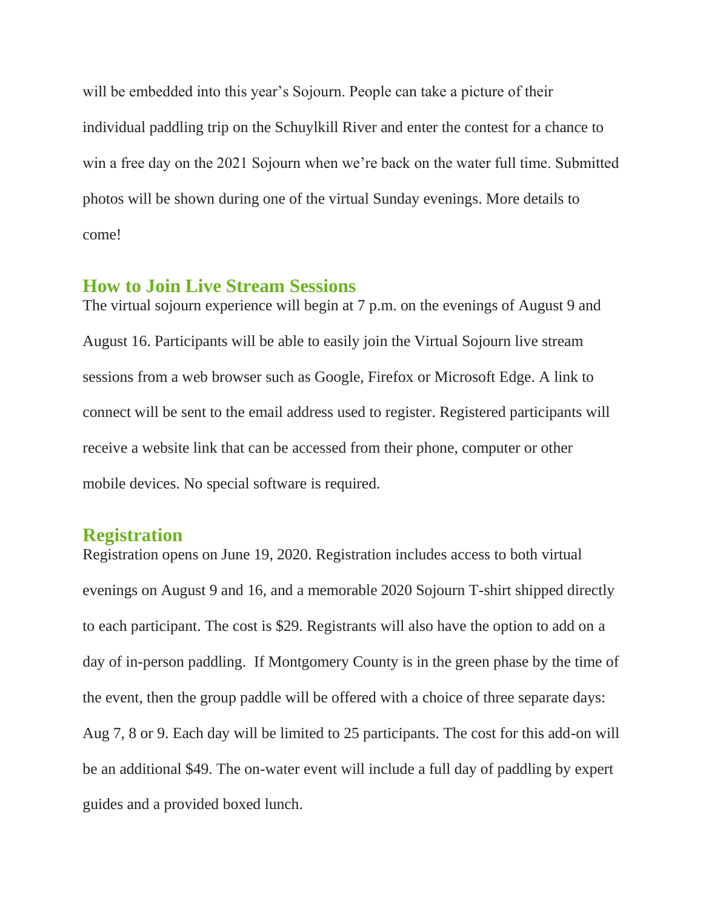will be embedded into this year's Sojourn. People can take a picture of their individual paddling trip on the Schuylkill River and enter the contest for a chance to win a free day on the 2021 Sojourn when we're back on the water full time. Submitted photos will be shown during one of the virtual Sunday evenings. More details to come!

## How to Join Live Stream Sessions

The virtual sojourn experience will begin at 7 p.m. on the evenings of August 9 and August 16. Participants will be able to easily join the Virtual Sojourn live stream sessions from a web browser such as Google, Firefox or Microsoft Edge. A link to connect will be sent to the email address used to register. Registered participants will receive a website link that can be accessed from their phone, computer or other mobile devices. No special software is required.

## Registration

Registration opens on June 19, 2020. Registration includes access to both virtual evenings on August 9 and 16, and a memorable 2020 Sojourn T-shirt shipped directly to each participant. The cost is $29. Registrants will also have the option to add on a day of in-person paddling. If Montgomery County is in the green phase by the time of the event, then the group paddle will be offered with a choice of three separate days: Aug 7, 8 or 9. Each day will be limited to 25 participants. The cost for this add-on will be an additional $49. The on-water event will include a full day of paddling by expert guides and a provided boxed lunch.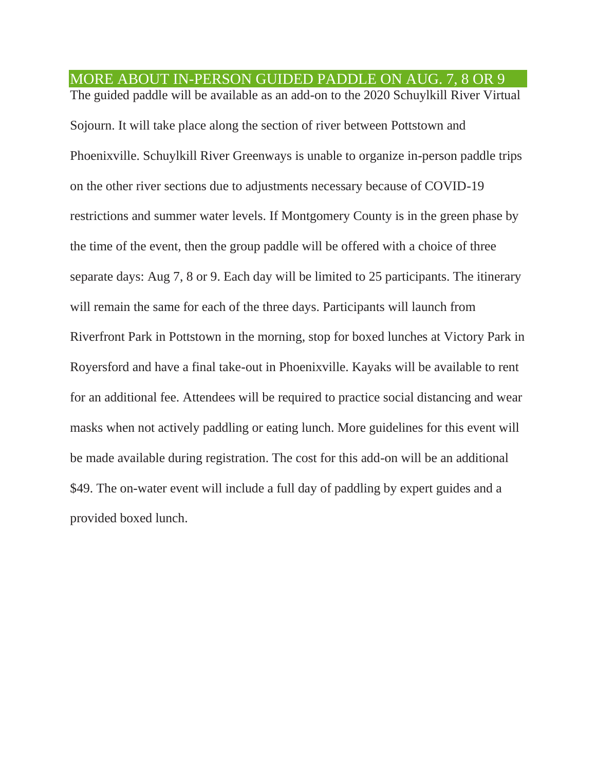## MORE ABOUT IN-PERSON GUIDED PADDLE ON AUG. 7, 8 OR 9

The guided paddle will be available as an add-on to the 2020 Schuylkill River Virtual Sojourn. It will take place along the section of river between Pottstown and Phoenixville. Schuylkill River Greenways is unable to organize in-person paddle trips on the other river sections due to adjustments necessary because of COVID-19 restrictions and summer water levels. If Montgomery County is in the green phase by the time of the event, then the group paddle will be offered with a choice of three separate days: Aug 7, 8 or 9. Each day will be limited to 25 participants. The itinerary will remain the same for each of the three days. Participants will launch from Riverfront Park in Pottstown in the morning, stop for boxed lunches at Victory Park in Royersford and have a final take-out in Phoenixville. Kayaks will be available to rent for an additional fee. Attendees will be required to practice social distancing and wear masks when not actively paddling or eating lunch. More guidelines for this event will be made available during registration. The cost for this add-on will be an additional $49. The on-water event will include a full day of paddling by expert guides and a provided boxed lunch.